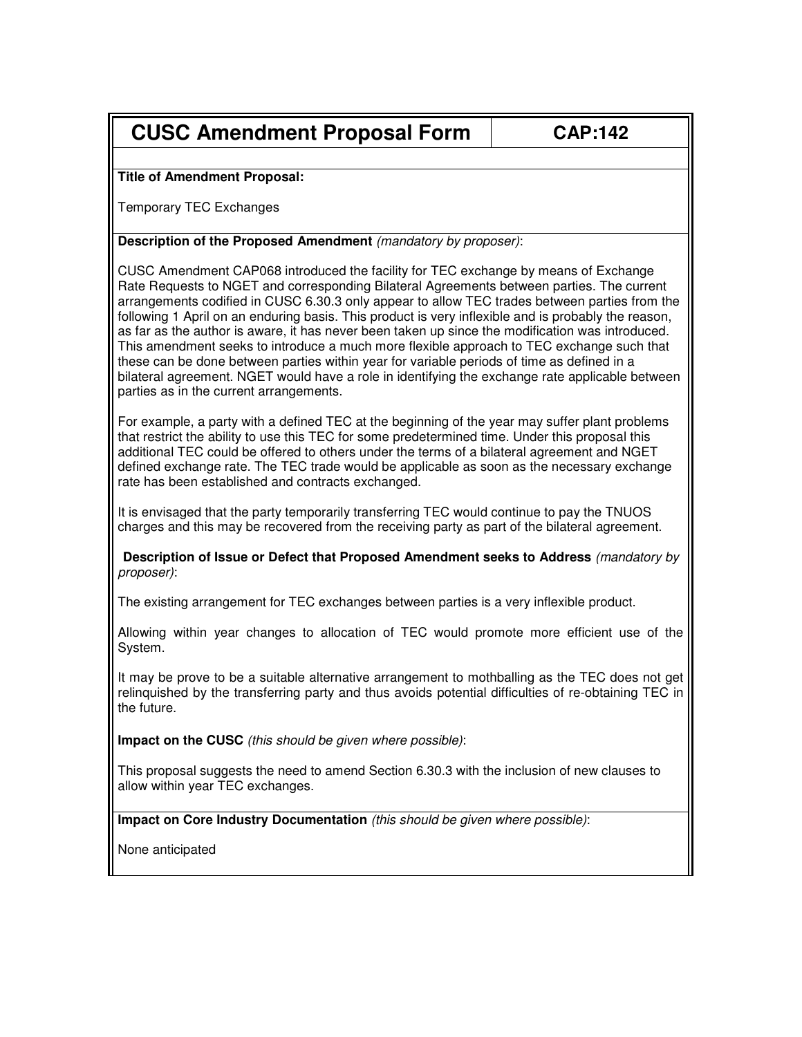# CUSC Amendment Proposal Form | CAP:142

**Title of Amendment Proposal:**

Temporary TEC Exchanges

**Description of the Proposed Amendment** *(mandatory by proposer)*:

CUSC Amendment CAP068 introduced the facility for TEC exchange by means of Exchange Rate Requests to NGET and corresponding Bilateral Agreements between parties. The current arrangements codified in CUSC 6.30.3 only appear to allow TEC trades between parties from the following 1 April on an enduring basis. This product is very inflexible and is probably the reason, as far as the author is aware, it has never been taken up since the modification was introduced. This amendment seeks to introduce a much more flexible approach to TEC exchange such that these can be done between parties within year for variable periods of time as defined in a bilateral agreement. NGET would have a role in identifying the exchange rate applicable between parties as in the current arrangements.

For example, a party with a defined TEC at the beginning of the year may suffer plant problems that restrict the ability to use this TEC for some predetermined time. Under this proposal this additional TEC could be offered to others under the terms of a bilateral agreement and NGET defined exchange rate. The TEC trade would be applicable as soon as the necessary exchange rate has been established and contracts exchanged.

It is envisaged that the party temporarily transferring TEC would continue to pay the TNUOS charges and this may be recovered from the receiving party as part of the bilateral agreement.

**Description of Issue or Defect that Proposed Amendment seeks to Address** *(mandatory by proposer)*:

The existing arrangement for TEC exchanges between parties is a very inflexible product.

Allowing within year changes to allocation of TEC would promote more efficient use of the System.

It may be prove to be a suitable alternative arrangement to mothballing as the TEC does not get relinquished by the transferring party and thus avoids potential difficulties of re-obtaining TEC in the future.

**Impact on the CUSC** *(this should be given where possible)*:

This proposal suggests the need to amend Section 6.30.3 with the inclusion of new clauses to allow within year TEC exchanges.

**Impact on Core Industry Documentation** *(this should be given where possible)*:

None anticipated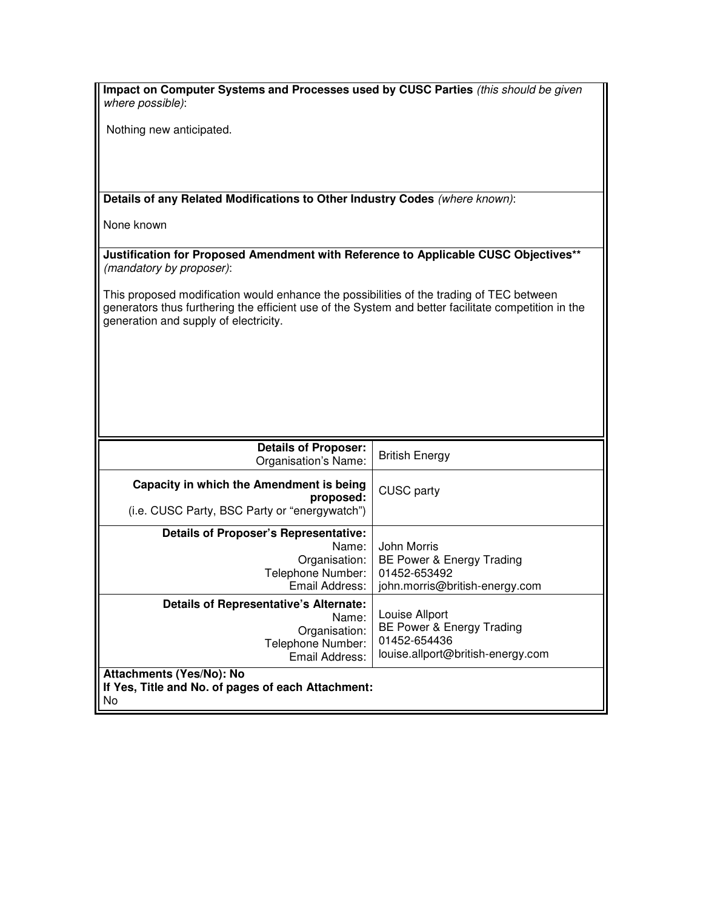**Impact on Computer Systems and Processes used by CUSC Parties** *(this should be given where possible)*:

Nothing new anticipated.

**Details of any Related Modifications to Other Industry Codes** *(where known)*:

None known

**Justification for Proposed Amendment with Reference to Applicable CUSC Objectives**** *(mandatory by proposer)*:

This proposed modification would enhance the possibilities of the trading of TEC between generators thus furthering the efficient use of the System and better facilitate competition in the generation and supply of electricity.

| | |
|---|---|
| **Details of Proposer:**<br>Organisation's Name: | British Energy |
| **Capacity in which the Amendment is being proposed:**<br>(i.e. CUSC Party, BSC Party or "energywatch") | CUSC party |
| **Details of Proposer's Representative:**<br>Name:<br>Organisation:<br>Telephone Number:<br>Email Address: | John Morris<br>BE Power & Energy Trading<br>01452-653492<br>john.morris@british-energy.com |
| **Details of Representative's Alternate:**<br>Name:<br>Organisation:<br>Telephone Number:<br>Email Address: | Louise Allport<br>BE Power & Energy Trading<br>01452-654436<br>louise.allport@british-energy.com |

**Attachments (Yes/No): No**
**If Yes, Title and No. of pages of each Attachment:**
No